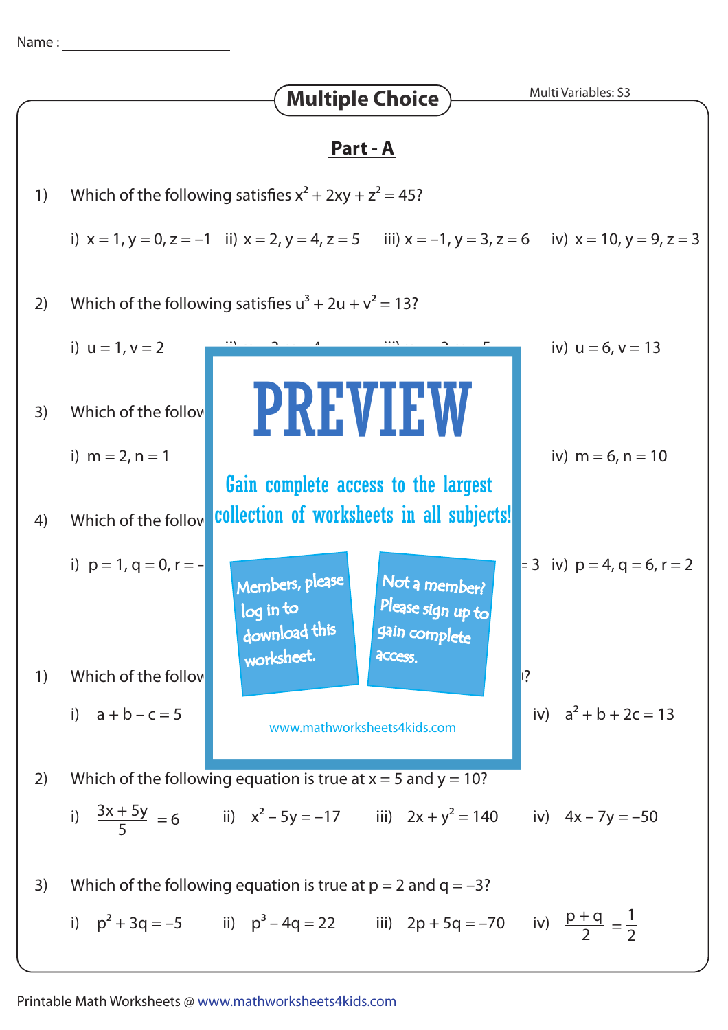Name : ______________________

## Multiple Choice

Multi Variables: S3

### Part - A

1) Which of the following satisfies $x^2 + 2xy + z^2 = 45$?

i) $x = 1, y = 0, z = -1$ ii) $x = 2, y = 4, z = 5$ iii) $x = -1, y = 3, z = 6$ iv) $x = 10, y = 9, z = 3$

2) Which of the following satisfies $u^3 + 2u + v^2 = 13$?

i) $u = 1, v = 2$ iv) $u = 6, v = 13$

3) Which of the follov

i) $m = 2, n = 1$ iv) $m = 6, n = 10$

4) Which of the follov

i) $p = 1, q = 0, r = -$ $= 3$ iv) $p = 4, q = 6, r = 2$

PREVIEW

Gain complete access to the largest collection of worksheets in all subjects!

Members, please log in to download this worksheet.

Not a member? Please sign up to gain complete access.

www.mathworksheets4kids.com

1) Which of the follov ?

i) $a + b - c = 5$ iv) $a^2 + b + 2c = 13$

2) Which of the following equation is true at $x = 5$ and $y = 10$?

i) $\frac{3x + 5y}{5} = 6$ ii) $x^2 - 5y = -17$ iii) $2x + y^2 = 140$ iv) $4x - 7y = -50$

3) Which of the following equation is true at $p = 2$ and $q = -3$?

i) $p^2 + 3q = -5$ ii) $p^3 - 4q = 22$ iii) $2p + 5q = -70$ iv) $\frac{p + q}{2} = \frac{1}{2}$

Printable Math Worksheets @ www.mathworksheets4kids.com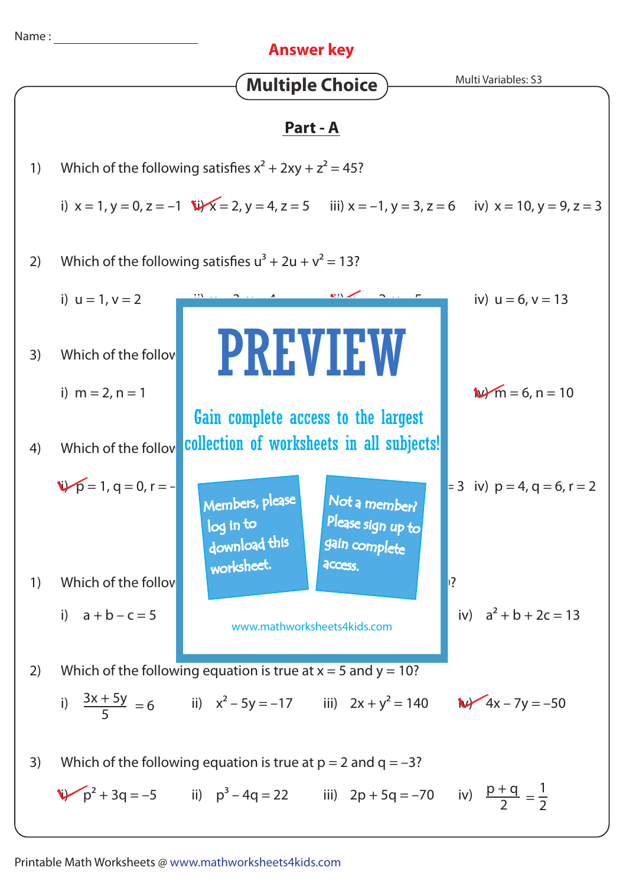Name : ______________________

**Answer key**

## Multiple Choice

Multi Variables: S3

### Part - A

1) Which of the following satisfies $x^2 + 2xy + z^2 = 45$?

i) $x = 1, y = 0, z = -1$ ✓ ii) $x = 2, y = 4, z = 5$ iii) $x = -1, y = 3, z = 6$ iv) $x = 10, y = 9, z = 3$

2) Which of the following satisfies $u^3 + 2u + v^2 = 13$?

i) $u = 1, v = 2$ ... iv) $u = 6, v = 13$

3) Which of the follow...

i) $m = 2, n = 1$ ... ✓ iv) $m = 6, n = 10$

4) Which of the follow...

✓ i) $p = 1, q = 0, r = -$ ... $= 3$ iv) $p = 4, q = 6, r = 2$

**PREVIEW**

Gain complete access to the largest collection of worksheets in all subjects!

Members, please log in to download this worksheet.

Not a member? Please sign up to gain complete access.

www.mathworksheets4kids.com

1) Which of the follow... ?

i) $a + b - c = 5$ ... iv) $a^2 + b + 2c = 13$

2) Which of the following equation is true at $x = 5$ and $y = 10$?

i) $\frac{3x + 5y}{5} = 6$ ii) $x^2 - 5y = -17$ iii) $2x + y^2 = 140$ ✓ iv) $4x - 7y = -50$

3) Which of the following equation is true at $p = 2$ and $q = -3$?

✓ i) $p^2 + 3q = -5$ ii) $p^3 - 4q = 22$ iii) $2p + 5q = -70$ iv) $\frac{p + q}{2} = \frac{1}{2}$

Printable Math Worksheets @ www.mathworksheets4kids.com